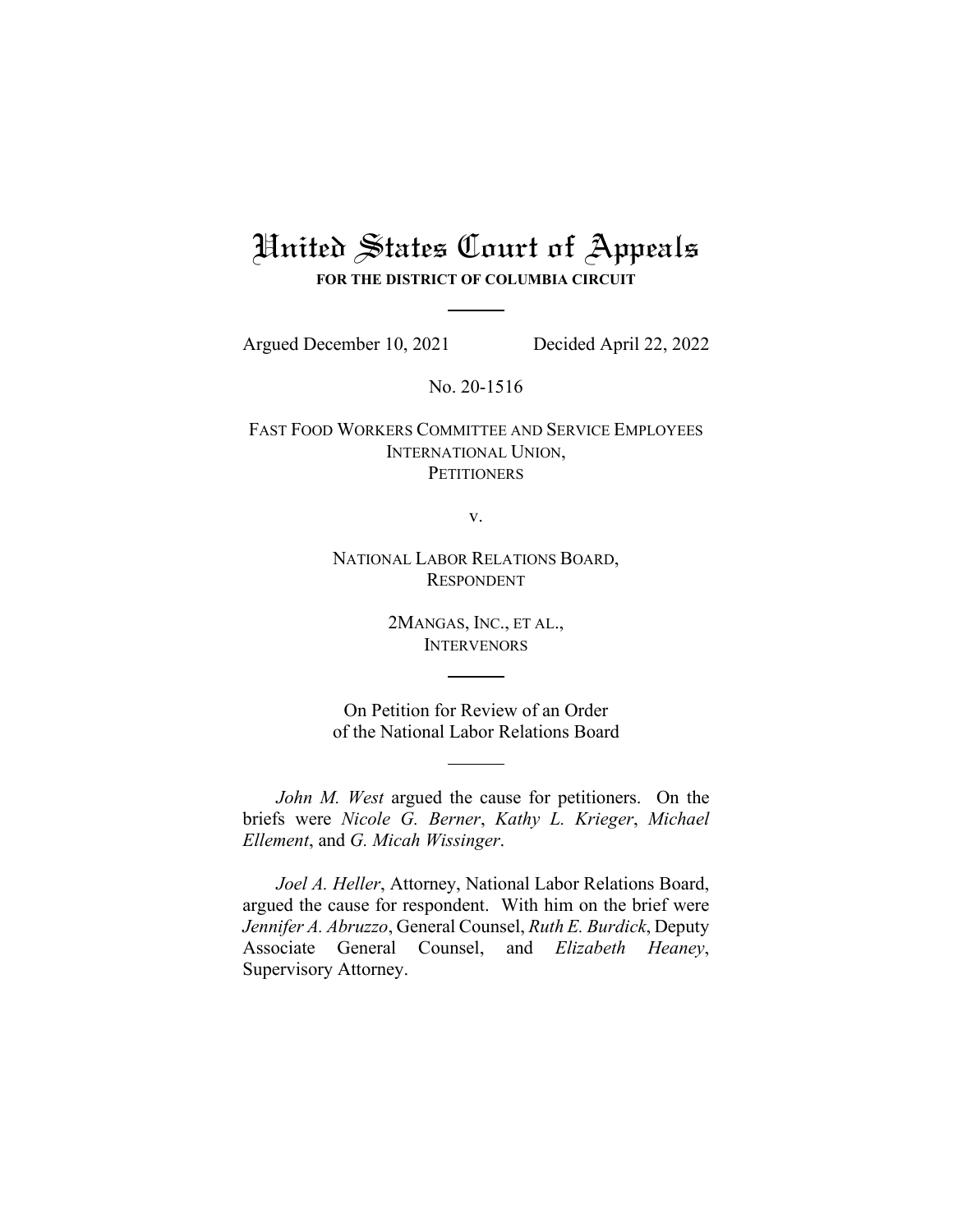# United States Court of Appeals

**FOR THE DISTRICT OF COLUMBIA CIRCUIT**

---

Argued December 10, 2021 Decided April 22, 2022

No. 20-1516

FAST FOOD WORKERS COMMITTEE AND SERVICE EMPLOYEES INTERNATIONAL UNION,
PETITIONERS

v.

NATIONAL LABOR RELATIONS BOARD,
RESPONDENT

2MANGAS, INC., ET AL.,
INTERVENORS

---

On Petition for Review of an Order of the National Labor Relations Board

---

*John M. West* argued the cause for petitioners. On the briefs were *Nicole G. Berner*, *Kathy L. Krieger*, *Michael Ellement*, and *G. Micah Wissinger*.

*Joel A. Heller*, Attorney, National Labor Relations Board, argued the cause for respondent. With him on the brief were *Jennifer A. Abruzzo*, General Counsel, *Ruth E. Burdick*, Deputy Associate General Counsel, and *Elizabeth Heaney*, Supervisory Attorney.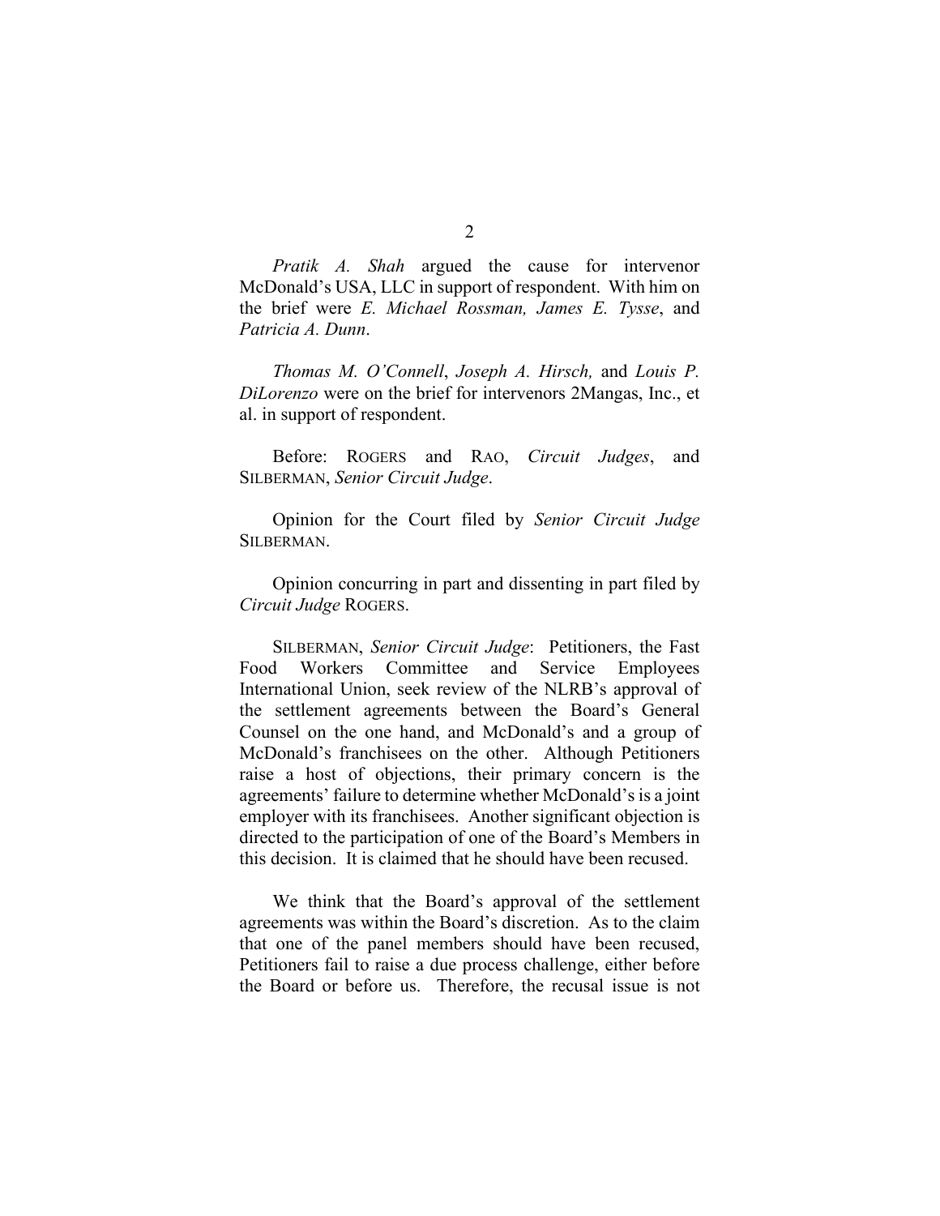*Pratik A. Shah* argued the cause for intervenor McDonald's USA, LLC in support of respondent. With him on the brief were *E. Michael Rossman, James E. Tysse*, and *Patricia A. Dunn*.

*Thomas M. O'Connell*, *Joseph A. Hirsch,* and *Louis P. DiLorenzo* were on the brief for intervenors 2Mangas, Inc., et al. in support of respondent.

Before: ROGERS and RAO, *Circuit Judges*, and SILBERMAN, *Senior Circuit Judge*.

Opinion for the Court filed by *Senior Circuit Judge* SILBERMAN.

Opinion concurring in part and dissenting in part filed by *Circuit Judge* ROGERS.

SILBERMAN, *Senior Circuit Judge*: Petitioners, the Fast Food Workers Committee and Service Employees International Union, seek review of the NLRB's approval of the settlement agreements between the Board's General Counsel on the one hand, and McDonald's and a group of McDonald's franchisees on the other. Although Petitioners raise a host of objections, their primary concern is the agreements' failure to determine whether McDonald's is a joint employer with its franchisees. Another significant objection is directed to the participation of one of the Board's Members in this decision. It is claimed that he should have been recused.

We think that the Board's approval of the settlement agreements was within the Board's discretion. As to the claim that one of the panel members should have been recused, Petitioners fail to raise a due process challenge, either before the Board or before us. Therefore, the recusal issue is not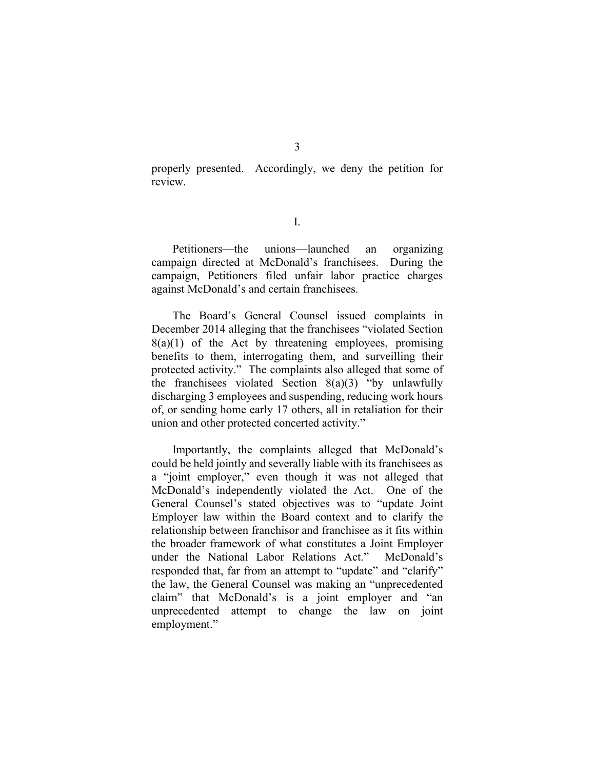properly presented. Accordingly, we deny the petition for review.

I.

Petitioners—the unions—launched an organizing campaign directed at McDonald's franchisees. During the campaign, Petitioners filed unfair labor practice charges against McDonald's and certain franchisees.

The Board's General Counsel issued complaints in December 2014 alleging that the franchisees "violated Section 8(a)(1) of the Act by threatening employees, promising benefits to them, interrogating them, and surveilling their protected activity." The complaints also alleged that some of the franchisees violated Section 8(a)(3) "by unlawfully discharging 3 employees and suspending, reducing work hours of, or sending home early 17 others, all in retaliation for their union and other protected concerted activity."

Importantly, the complaints alleged that McDonald's could be held jointly and severally liable with its franchisees as a "joint employer," even though it was not alleged that McDonald's independently violated the Act. One of the General Counsel's stated objectives was to "update Joint Employer law within the Board context and to clarify the relationship between franchisor and franchisee as it fits within the broader framework of what constitutes a Joint Employer under the National Labor Relations Act." McDonald's responded that, far from an attempt to "update" and "clarify" the law, the General Counsel was making an "unprecedented claim" that McDonald's is a joint employer and "an unprecedented attempt to change the law on joint employment."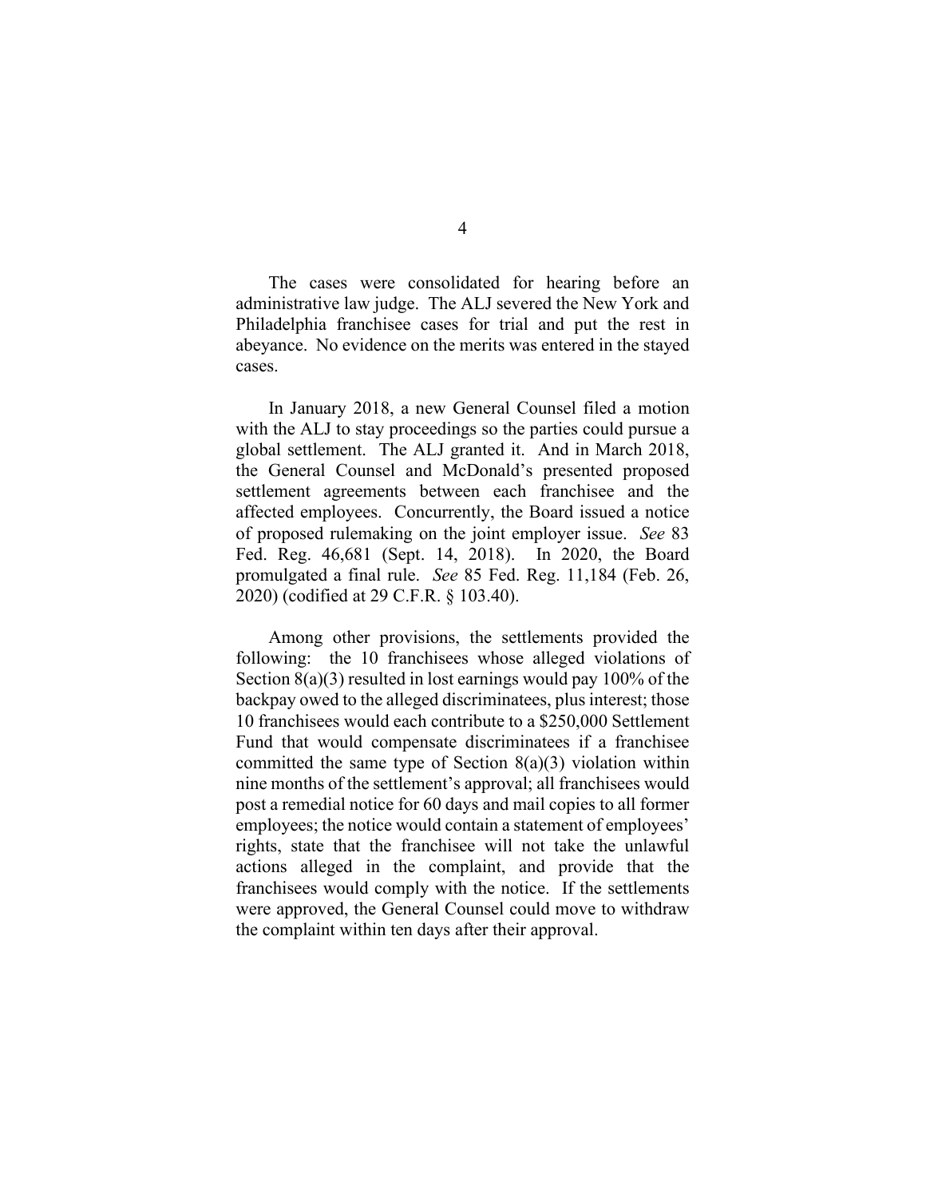The cases were consolidated for hearing before an administrative law judge. The ALJ severed the New York and Philadelphia franchisee cases for trial and put the rest in abeyance. No evidence on the merits was entered in the stayed cases.

In January 2018, a new General Counsel filed a motion with the ALJ to stay proceedings so the parties could pursue a global settlement. The ALJ granted it. And in March 2018, the General Counsel and McDonald's presented proposed settlement agreements between each franchisee and the affected employees. Concurrently, the Board issued a notice of proposed rulemaking on the joint employer issue. *See* 83 Fed. Reg. 46,681 (Sept. 14, 2018). In 2020, the Board promulgated a final rule. *See* 85 Fed. Reg. 11,184 (Feb. 26, 2020) (codified at 29 C.F.R. § 103.40).

Among other provisions, the settlements provided the following: the 10 franchisees whose alleged violations of Section 8(a)(3) resulted in lost earnings would pay 100% of the backpay owed to the alleged discriminatees, plus interest; those 10 franchisees would each contribute to a $250,000 Settlement Fund that would compensate discriminatees if a franchisee committed the same type of Section 8(a)(3) violation within nine months of the settlement's approval; all franchisees would post a remedial notice for 60 days and mail copies to all former employees; the notice would contain a statement of employees' rights, state that the franchisee will not take the unlawful actions alleged in the complaint, and provide that the franchisees would comply with the notice. If the settlements were approved, the General Counsel could move to withdraw the complaint within ten days after their approval.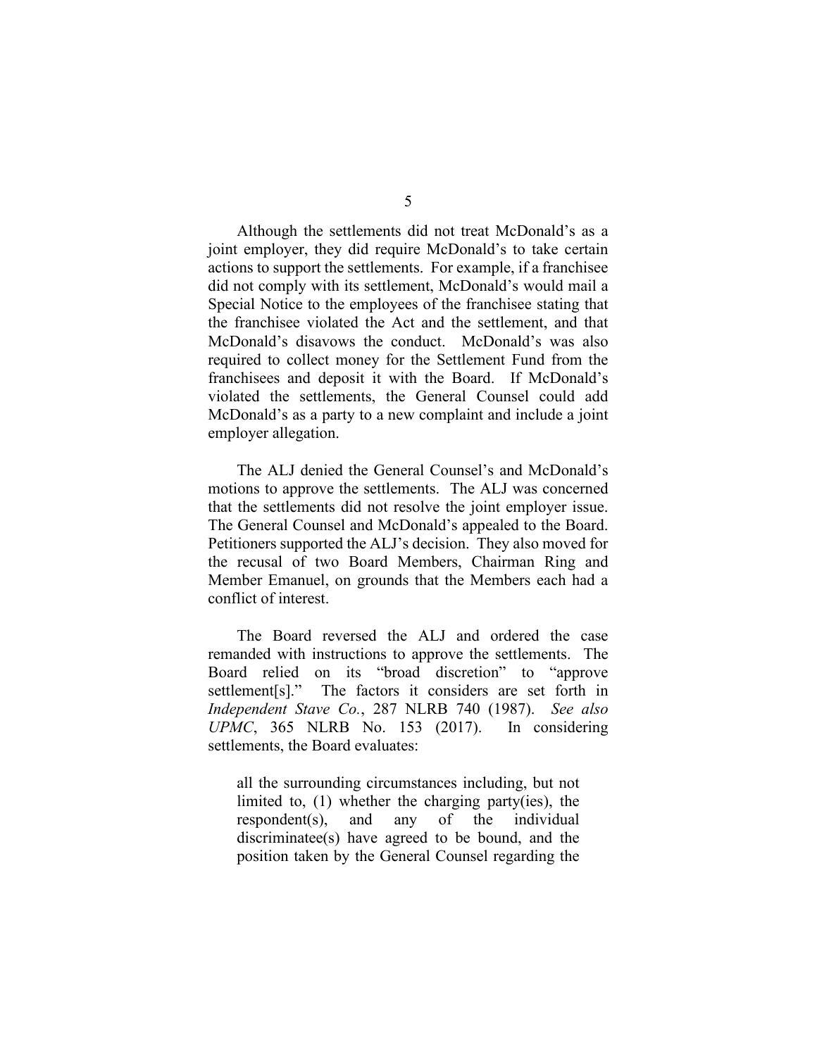Although the settlements did not treat McDonald's as a joint employer, they did require McDonald's to take certain actions to support the settlements. For example, if a franchisee did not comply with its settlement, McDonald's would mail a Special Notice to the employees of the franchisee stating that the franchisee violated the Act and the settlement, and that McDonald's disavows the conduct. McDonald's was also required to collect money for the Settlement Fund from the franchisees and deposit it with the Board. If McDonald's violated the settlements, the General Counsel could add McDonald's as a party to a new complaint and include a joint employer allegation.

The ALJ denied the General Counsel's and McDonald's motions to approve the settlements. The ALJ was concerned that the settlements did not resolve the joint employer issue. The General Counsel and McDonald's appealed to the Board. Petitioners supported the ALJ's decision. They also moved for the recusal of two Board Members, Chairman Ring and Member Emanuel, on grounds that the Members each had a conflict of interest.

The Board reversed the ALJ and ordered the case remanded with instructions to approve the settlements. The Board relied on its "broad discretion" to "approve settlement[s]." The factors it considers are set forth in *Independent Stave Co.*, 287 NLRB 740 (1987). *See also UPMC*, 365 NLRB No. 153 (2017). In considering settlements, the Board evaluates:

> all the surrounding circumstances including, but not limited to, (1) whether the charging party(ies), the respondent(s), and any of the individual discriminatee(s) have agreed to be bound, and the position taken by the General Counsel regarding the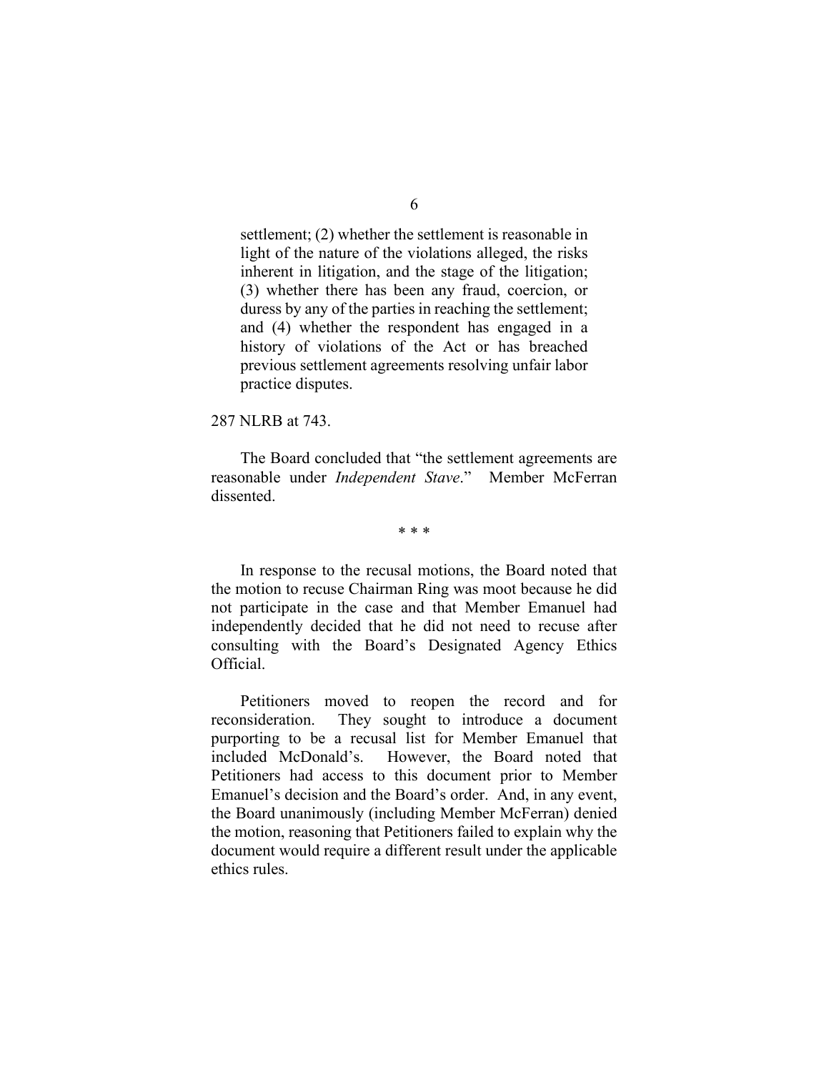> settlement; (2) whether the settlement is reasonable in light of the nature of the violations alleged, the risks inherent in litigation, and the stage of the litigation; (3) whether there has been any fraud, coercion, or duress by any of the parties in reaching the settlement; and (4) whether the respondent has engaged in a history of violations of the Act or has breached previous settlement agreements resolving unfair labor practice disputes.

287 NLRB at 743.

The Board concluded that "the settlement agreements are reasonable under *Independent Stave*." Member McFerran dissented.

\* \* \*

In response to the recusal motions, the Board noted that the motion to recuse Chairman Ring was moot because he did not participate in the case and that Member Emanuel had independently decided that he did not need to recuse after consulting with the Board's Designated Agency Ethics Official.

Petitioners moved to reopen the record and for reconsideration. They sought to introduce a document purporting to be a recusal list for Member Emanuel that included McDonald's. However, the Board noted that Petitioners had access to this document prior to Member Emanuel's decision and the Board's order. And, in any event, the Board unanimously (including Member McFerran) denied the motion, reasoning that Petitioners failed to explain why the document would require a different result under the applicable ethics rules.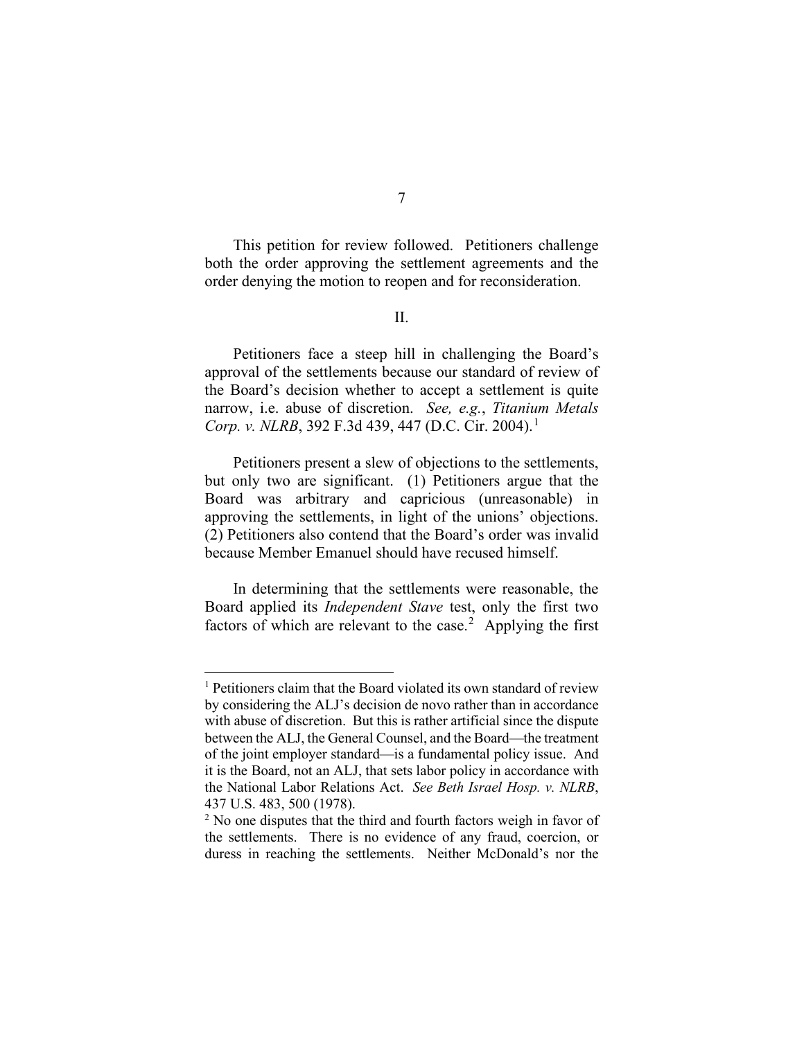This petition for review followed. Petitioners challenge both the order approving the settlement agreements and the order denying the motion to reopen and for reconsideration.

## II.

Petitioners face a steep hill in challenging the Board's approval of the settlements because our standard of review of the Board's decision whether to accept a settlement is quite narrow, i.e. abuse of discretion. *See, e.g.*, *Titanium Metals Corp. v. NLRB*, 392 F.3d 439, 447 (D.C. Cir. 2004).[1]

Petitioners present a slew of objections to the settlements, but only two are significant. (1) Petitioners argue that the Board was arbitrary and capricious (unreasonable) in approving the settlements, in light of the unions' objections. (2) Petitioners also contend that the Board's order was invalid because Member Emanuel should have recused himself.

In determining that the settlements were reasonable, the Board applied its *Independent Stave* test, only the first two factors of which are relevant to the case.[2] Applying the first

---

[1] Petitioners claim that the Board violated its own standard of review by considering the ALJ's decision de novo rather than in accordance with abuse of discretion. But this is rather artificial since the dispute between the ALJ, the General Counsel, and the Board—the treatment of the joint employer standard—is a fundamental policy issue. And it is the Board, not an ALJ, that sets labor policy in accordance with the National Labor Relations Act. *See Beth Israel Hosp. v. NLRB*, 437 U.S. 483, 500 (1978).

[2] No one disputes that the third and fourth factors weigh in favor of the settlements. There is no evidence of any fraud, coercion, or duress in reaching the settlements. Neither McDonald's nor the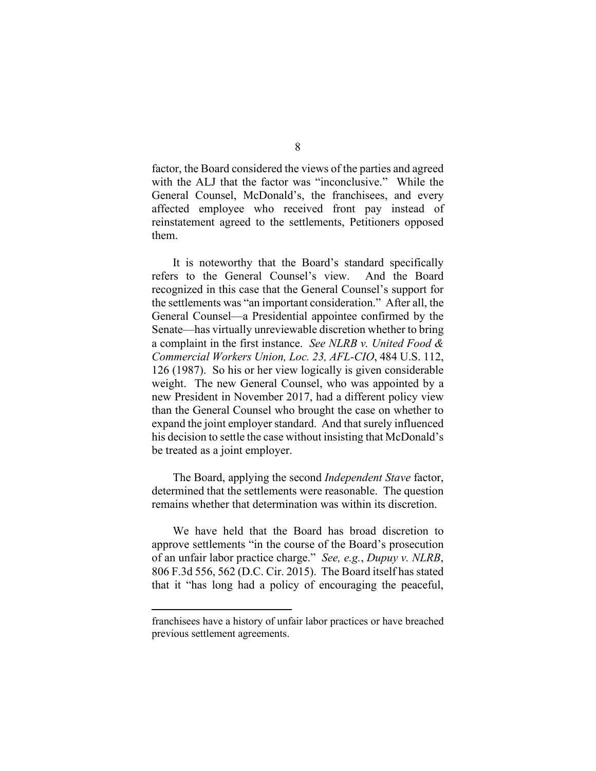factor, the Board considered the views of the parties and agreed with the ALJ that the factor was "inconclusive." While the General Counsel, McDonald's, the franchisees, and every affected employee who received front pay instead of reinstatement agreed to the settlements, Petitioners opposed them.

It is noteworthy that the Board's standard specifically refers to the General Counsel's view. And the Board recognized in this case that the General Counsel's support for the settlements was "an important consideration." After all, the General Counsel—a Presidential appointee confirmed by the Senate—has virtually unreviewable discretion whether to bring a complaint in the first instance. *See NLRB v. United Food & Commercial Workers Union, Loc. 23, AFL-CIO*, 484 U.S. 112, 126 (1987). So his or her view logically is given considerable weight. The new General Counsel, who was appointed by a new President in November 2017, had a different policy view than the General Counsel who brought the case on whether to expand the joint employer standard. And that surely influenced his decision to settle the case without insisting that McDonald's be treated as a joint employer.

The Board, applying the second *Independent Stave* factor, determined that the settlements were reasonable. The question remains whether that determination was within its discretion.

We have held that the Board has broad discretion to approve settlements "in the course of the Board's prosecution of an unfair labor practice charge." *See, e.g.*, *Dupuy v. NLRB*, 806 F.3d 556, 562 (D.C. Cir. 2015). The Board itself has stated that it "has long had a policy of encouraging the peaceful,

---

franchisees have a history of unfair labor practices or have breached previous settlement agreements.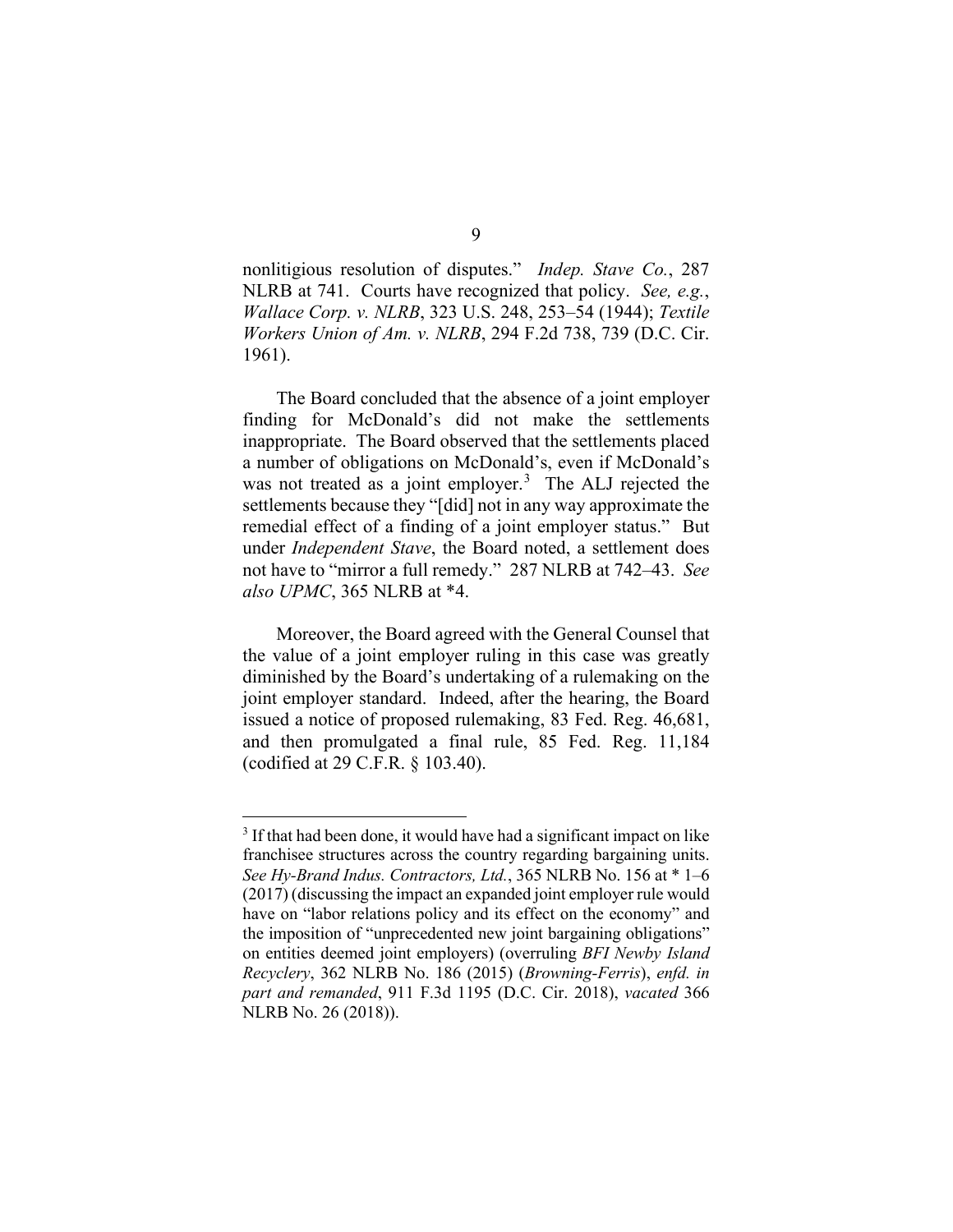nonlitigious resolution of disputes." *Indep. Stave Co.*, 287 NLRB at 741. Courts have recognized that policy. *See, e.g.*, *Wallace Corp. v. NLRB*, 323 U.S. 248, 253–54 (1944); *Textile Workers Union of Am. v. NLRB*, 294 F.2d 738, 739 (D.C. Cir. 1961).

The Board concluded that the absence of a joint employer finding for McDonald's did not make the settlements inappropriate. The Board observed that the settlements placed a number of obligations on McDonald's, even if McDonald's was not treated as a joint employer.[3] The ALJ rejected the settlements because they "[did] not in any way approximate the remedial effect of a finding of a joint employer status." But under *Independent Stave*, the Board noted, a settlement does not have to "mirror a full remedy." 287 NLRB at 742–43. *See also UPMC*, 365 NLRB at *4.

Moreover, the Board agreed with the General Counsel that the value of a joint employer ruling in this case was greatly diminished by the Board's undertaking of a rulemaking on the joint employer standard. Indeed, after the hearing, the Board issued a notice of proposed rulemaking, 83 Fed. Reg. 46,681, and then promulgated a final rule, 85 Fed. Reg. 11,184 (codified at 29 C.F.R. § 103.40).

---

[3] If that had been done, it would have had a significant impact on like franchisee structures across the country regarding bargaining units. *See Hy-Brand Indus. Contractors, Ltd.*, 365 NLRB No. 156 at * 1–6 (2017) (discussing the impact an expanded joint employer rule would have on "labor relations policy and its effect on the economy" and the imposition of "unprecedented new joint bargaining obligations" on entities deemed joint employers) (overruling *BFI Newby Island Recyclery*, 362 NLRB No. 186 (2015) (*Browning-Ferris*), *enfd. in part and remanded*, 911 F.3d 1195 (D.C. Cir. 2018), *vacated* 366 NLRB No. 26 (2018)).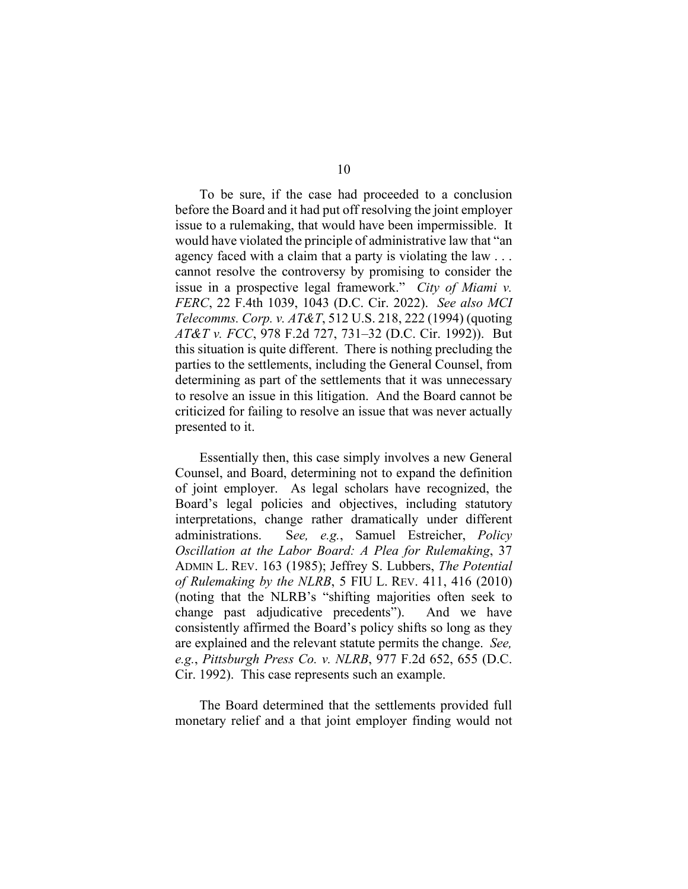To be sure, if the case had proceeded to a conclusion before the Board and it had put off resolving the joint employer issue to a rulemaking, that would have been impermissible. It would have violated the principle of administrative law that "an agency faced with a claim that a party is violating the law . . . cannot resolve the controversy by promising to consider the issue in a prospective legal framework." *City of Miami v. FERC*, 22 F.4th 1039, 1043 (D.C. Cir. 2022). *See also MCI Telecomms. Corp. v. AT&T*, 512 U.S. 218, 222 (1994) (quoting *AT&T v. FCC*, 978 F.2d 727, 731–32 (D.C. Cir. 1992)). But this situation is quite different. There is nothing precluding the parties to the settlements, including the General Counsel, from determining as part of the settlements that it was unnecessary to resolve an issue in this litigation. And the Board cannot be criticized for failing to resolve an issue that was never actually presented to it.

Essentially then, this case simply involves a new General Counsel, and Board, determining not to expand the definition of joint employer. As legal scholars have recognized, the Board's legal policies and objectives, including statutory interpretations, change rather dramatically under different administrations. S*ee, e.g.*, Samuel Estreicher, *Policy Oscillation at the Labor Board: A Plea for Rulemaking*, 37 ADMIN L. REV. 163 (1985); Jeffrey S. Lubbers, *The Potential of Rulemaking by the NLRB*, 5 FIU L. REV. 411, 416 (2010) (noting that the NLRB's "shifting majorities often seek to change past adjudicative precedents"). And we have consistently affirmed the Board's policy shifts so long as they are explained and the relevant statute permits the change. *See, e.g.*, *Pittsburgh Press Co. v. NLRB*, 977 F.2d 652, 655 (D.C. Cir. 1992). This case represents such an example.

The Board determined that the settlements provided full monetary relief and a that joint employer finding would not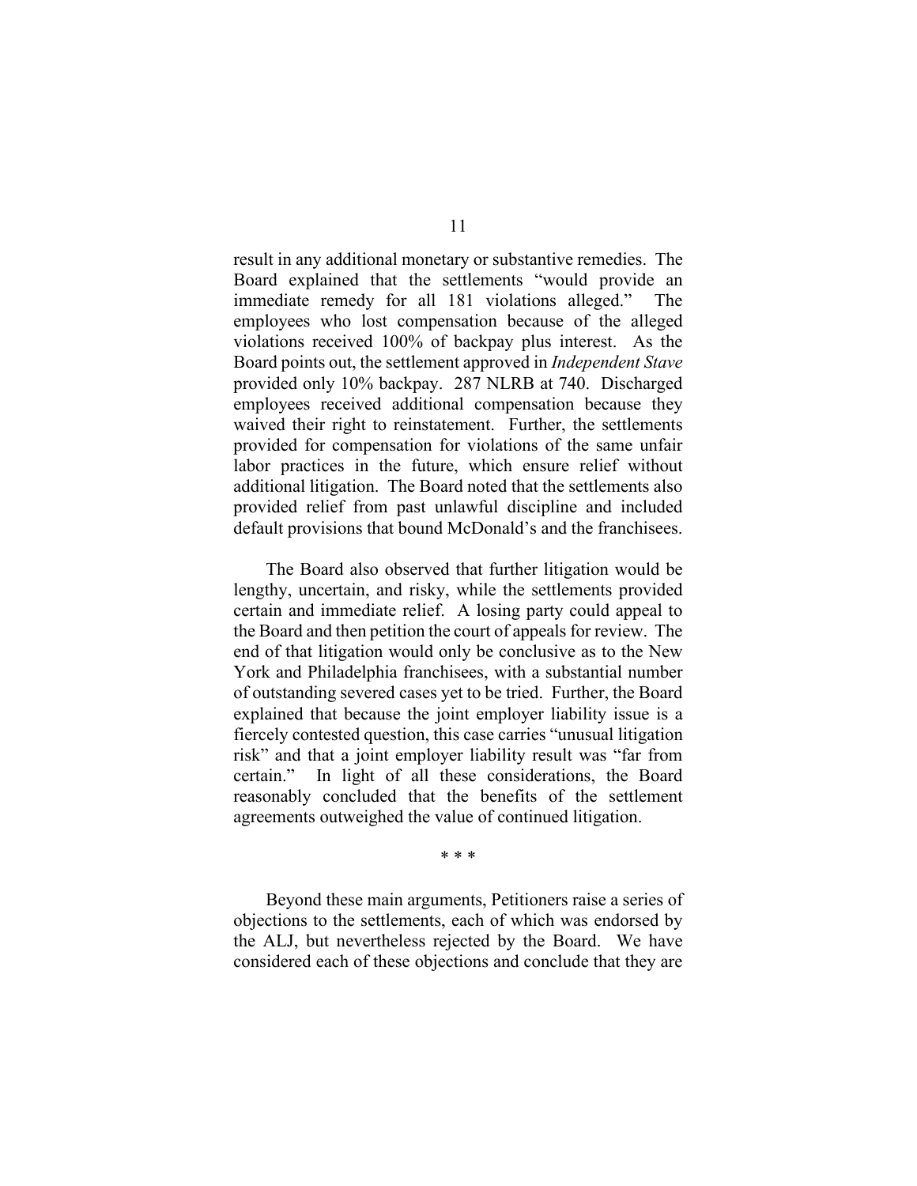result in any additional monetary or substantive remedies. The Board explained that the settlements "would provide an immediate remedy for all 181 violations alleged." The employees who lost compensation because of the alleged violations received 100% of backpay plus interest. As the Board points out, the settlement approved in *Independent Stave* provided only 10% backpay. 287 NLRB at 740. Discharged employees received additional compensation because they waived their right to reinstatement. Further, the settlements provided for compensation for violations of the same unfair labor practices in the future, which ensure relief without additional litigation. The Board noted that the settlements also provided relief from past unlawful discipline and included default provisions that bound McDonald's and the franchisees.

The Board also observed that further litigation would be lengthy, uncertain, and risky, while the settlements provided certain and immediate relief. A losing party could appeal to the Board and then petition the court of appeals for review. The end of that litigation would only be conclusive as to the New York and Philadelphia franchisees, with a substantial number of outstanding severed cases yet to be tried. Further, the Board explained that because the joint employer liability issue is a fiercely contested question, this case carries "unusual litigation risk" and that a joint employer liability result was "far from certain." In light of all these considerations, the Board reasonably concluded that the benefits of the settlement agreements outweighed the value of continued litigation.

\* \* \*

Beyond these main arguments, Petitioners raise a series of objections to the settlements, each of which was endorsed by the ALJ, but nevertheless rejected by the Board. We have considered each of these objections and conclude that they are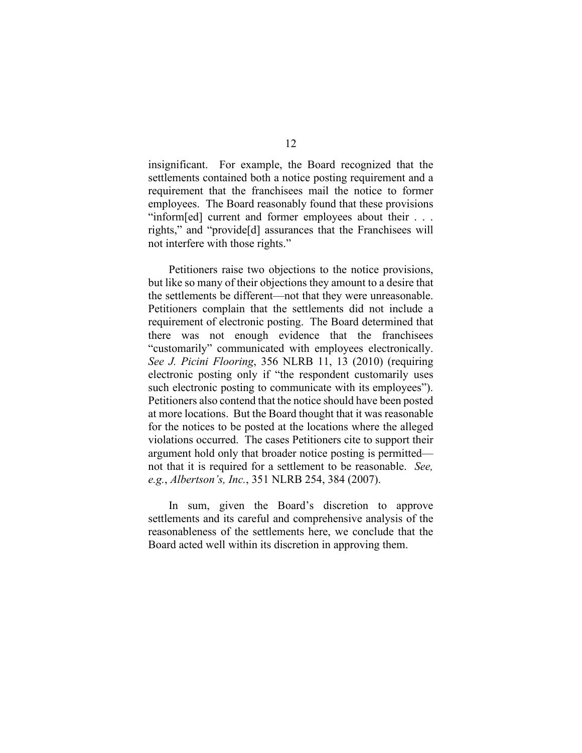insignificant. For example, the Board recognized that the settlements contained both a notice posting requirement and a requirement that the franchisees mail the notice to former employees. The Board reasonably found that these provisions "inform[ed] current and former employees about their . . . rights," and "provide[d] assurances that the Franchisees will not interfere with those rights."

Petitioners raise two objections to the notice provisions, but like so many of their objections they amount to a desire that the settlements be different—not that they were unreasonable. Petitioners complain that the settlements did not include a requirement of electronic posting. The Board determined that there was not enough evidence that the franchisees "customarily" communicated with employees electronically. *See J. Picini Flooring*, 356 NLRB 11, 13 (2010) (requiring electronic posting only if "the respondent customarily uses such electronic posting to communicate with its employees"). Petitioners also contend that the notice should have been posted at more locations. But the Board thought that it was reasonable for the notices to be posted at the locations where the alleged violations occurred. The cases Petitioners cite to support their argument hold only that broader notice posting is permitted—not that it is required for a settlement to be reasonable. *See, e.g.*, *Albertson's, Inc.*, 351 NLRB 254, 384 (2007).

In sum, given the Board's discretion to approve settlements and its careful and comprehensive analysis of the reasonableness of the settlements here, we conclude that the Board acted well within its discretion in approving them.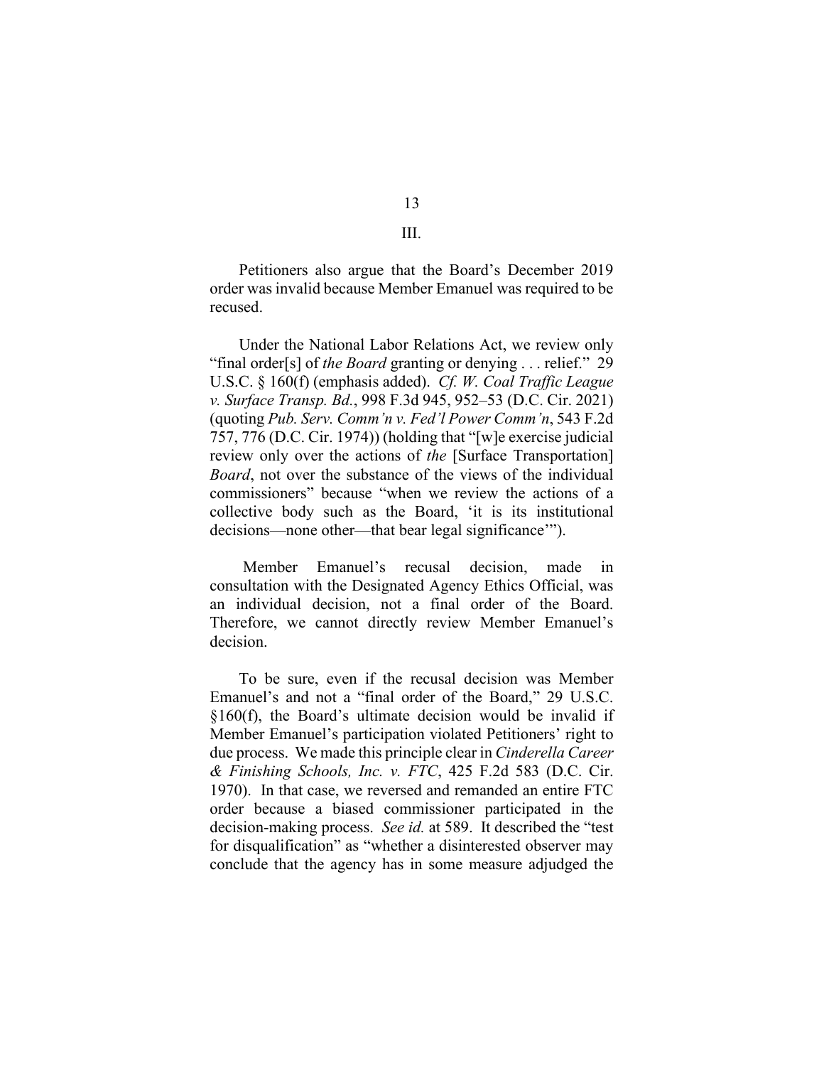## III.

Petitioners also argue that the Board's December 2019 order was invalid because Member Emanuel was required to be recused.

Under the National Labor Relations Act, we review only "final order[s] of *the Board* granting or denying . . . relief." 29 U.S.C. § 160(f) (emphasis added). *Cf. W. Coal Traffic League v. Surface Transp. Bd.*, 998 F.3d 945, 952–53 (D.C. Cir. 2021) (quoting *Pub. Serv. Comm'n v. Fed'l Power Comm'n*, 543 F.2d 757, 776 (D.C. Cir. 1974)) (holding that "[w]e exercise judicial review only over the actions of *the* [Surface Transportation] *Board*, not over the substance of the views of the individual commissioners" because "when we review the actions of a collective body such as the Board, 'it is its institutional decisions—none other—that bear legal significance'").

Member Emanuel's recusal decision, made in consultation with the Designated Agency Ethics Official, was an individual decision, not a final order of the Board. Therefore, we cannot directly review Member Emanuel's decision.

To be sure, even if the recusal decision was Member Emanuel's and not a "final order of the Board," 29 U.S.C. §160(f), the Board's ultimate decision would be invalid if Member Emanuel's participation violated Petitioners' right to due process. We made this principle clear in *Cinderella Career & Finishing Schools, Inc. v. FTC*, 425 F.2d 583 (D.C. Cir. 1970). In that case, we reversed and remanded an entire FTC order because a biased commissioner participated in the decision-making process. *See id.* at 589. It described the "test for disqualification" as "whether a disinterested observer may conclude that the agency has in some measure adjudged the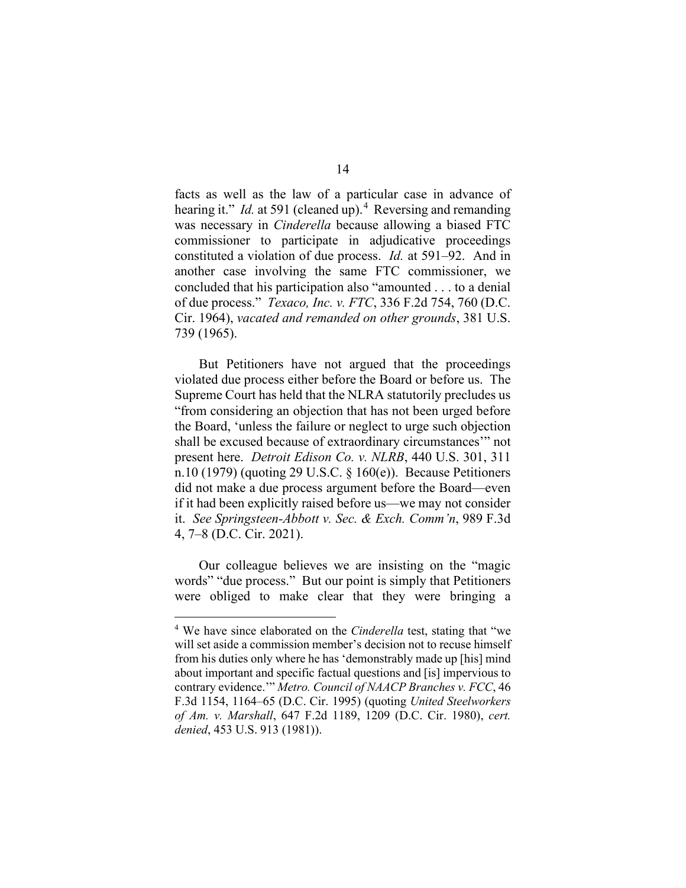facts as well as the law of a particular case in advance of hearing it." *Id.* at 591 (cleaned up).[4] Reversing and remanding was necessary in *Cinderella* because allowing a biased FTC commissioner to participate in adjudicative proceedings constituted a violation of due process. *Id.* at 591–92. And in another case involving the same FTC commissioner, we concluded that his participation also "amounted . . . to a denial of due process." *Texaco, Inc. v. FTC*, 336 F.2d 754, 760 (D.C. Cir. 1964), *vacated and remanded on other grounds*, 381 U.S. 739 (1965).

But Petitioners have not argued that the proceedings violated due process either before the Board or before us. The Supreme Court has held that the NLRA statutorily precludes us "from considering an objection that has not been urged before the Board, 'unless the failure or neglect to urge such objection shall be excused because of extraordinary circumstances'" not present here. *Detroit Edison Co. v. NLRB*, 440 U.S. 301, 311 n.10 (1979) (quoting 29 U.S.C. § 160(e)). Because Petitioners did not make a due process argument before the Board—even if it had been explicitly raised before us—we may not consider it. *See Springsteen-Abbott v. Sec. & Exch. Comm'n*, 989 F.3d 4, 7–8 (D.C. Cir. 2021).

Our colleague believes we are insisting on the "magic words" "due process." But our point is simply that Petitioners were obliged to make clear that they were bringing a

[4] We have since elaborated on the *Cinderella* test, stating that "we will set aside a commission member's decision not to recuse himself from his duties only where he has 'demonstrably made up [his] mind about important and specific factual questions and [is] impervious to contrary evidence.'" *Metro. Council of NAACP Branches v. FCC*, 46 F.3d 1154, 1164–65 (D.C. Cir. 1995) (quoting *United Steelworkers of Am. v. Marshall*, 647 F.2d 1189, 1209 (D.C. Cir. 1980), *cert. denied*, 453 U.S. 913 (1981)).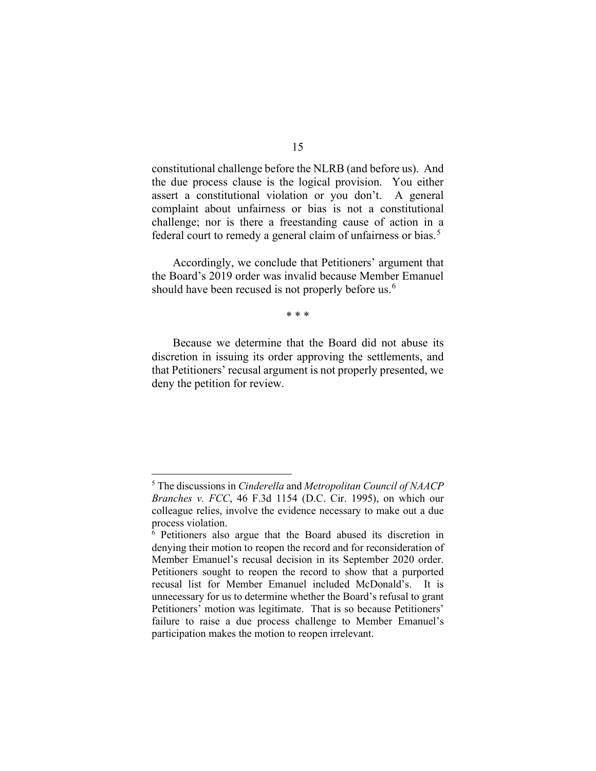constitutional challenge before the NLRB (and before us). And the due process clause is the logical provision. You either assert a constitutional violation or you don't. A general complaint about unfairness or bias is not a constitutional challenge; nor is there a freestanding cause of action in a federal court to remedy a general claim of unfairness or bias.[5]

Accordingly, we conclude that Petitioners' argument that the Board's 2019 order was invalid because Member Emanuel should have been recused is not properly before us.[6]

\* \* \*

Because we determine that the Board did not abuse its discretion in issuing its order approving the settlements, and that Petitioners' recusal argument is not properly presented, we deny the petition for review.

---

[5] The discussions in *Cinderella* and *Metropolitan Council of NAACP Branches v. FCC*, 46 F.3d 1154 (D.C. Cir. 1995), on which our colleague relies, involve the evidence necessary to make out a due process violation.

[6] Petitioners also argue that the Board abused its discretion in denying their motion to reopen the record and for reconsideration of Member Emanuel's recusal decision in its September 2020 order. Petitioners sought to reopen the record to show that a purported recusal list for Member Emanuel included McDonald's. It is unnecessary for us to determine whether the Board's refusal to grant Petitioners' motion was legitimate. That is so because Petitioners' failure to raise a due process challenge to Member Emanuel's participation makes the motion to reopen irrelevant.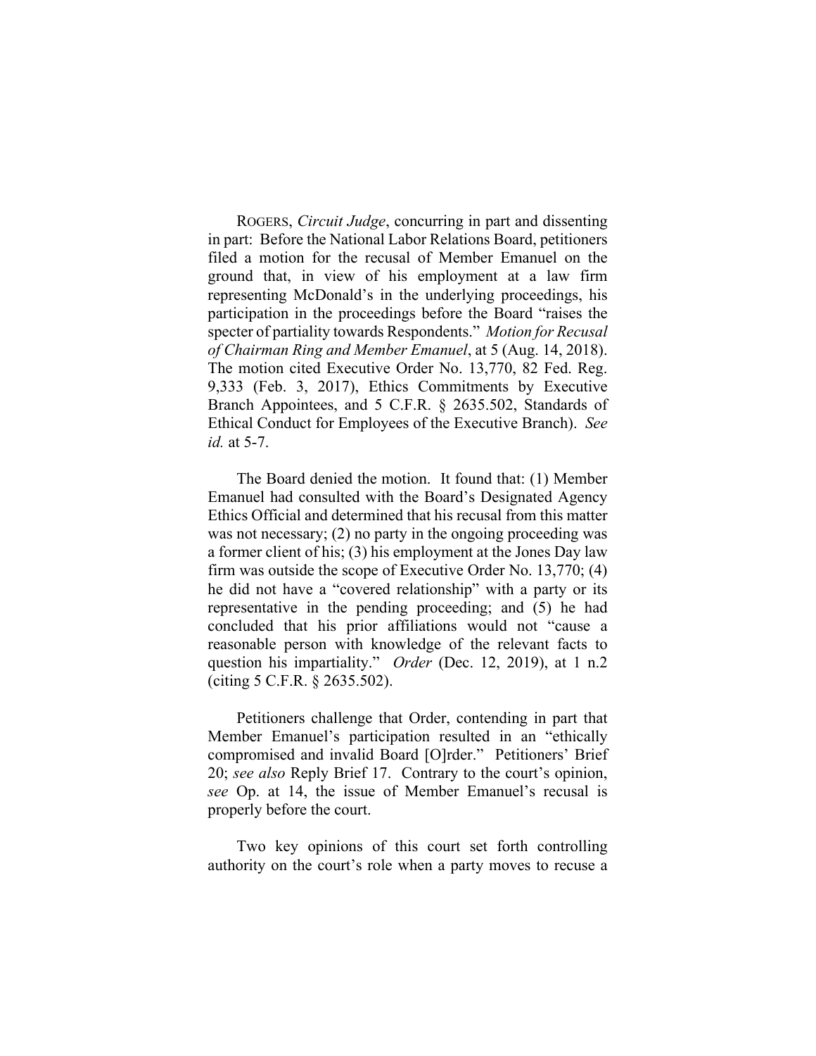ROGERS, *Circuit Judge*, concurring in part and dissenting in part: Before the National Labor Relations Board, petitioners filed a motion for the recusal of Member Emanuel on the ground that, in view of his employment at a law firm representing McDonald's in the underlying proceedings, his participation in the proceedings before the Board "raises the specter of partiality towards Respondents." *Motion for Recusal of Chairman Ring and Member Emanuel*, at 5 (Aug. 14, 2018). The motion cited Executive Order No. 13,770, 82 Fed. Reg. 9,333 (Feb. 3, 2017), Ethics Commitments by Executive Branch Appointees, and 5 C.F.R. § 2635.502, Standards of Ethical Conduct for Employees of the Executive Branch). *See id.* at 5-7.

The Board denied the motion. It found that: (1) Member Emanuel had consulted with the Board's Designated Agency Ethics Official and determined that his recusal from this matter was not necessary; (2) no party in the ongoing proceeding was a former client of his; (3) his employment at the Jones Day law firm was outside the scope of Executive Order No. 13,770; (4) he did not have a "covered relationship" with a party or its representative in the pending proceeding; and (5) he had concluded that his prior affiliations would not "cause a reasonable person with knowledge of the relevant facts to question his impartiality." *Order* (Dec. 12, 2019), at 1 n.2 (citing 5 C.F.R. § 2635.502).

Petitioners challenge that Order, contending in part that Member Emanuel's participation resulted in an "ethically compromised and invalid Board [O]rder." Petitioners' Brief 20; *see also* Reply Brief 17. Contrary to the court's opinion, *see* Op. at 14, the issue of Member Emanuel's recusal is properly before the court.

Two key opinions of this court set forth controlling authority on the court's role when a party moves to recuse a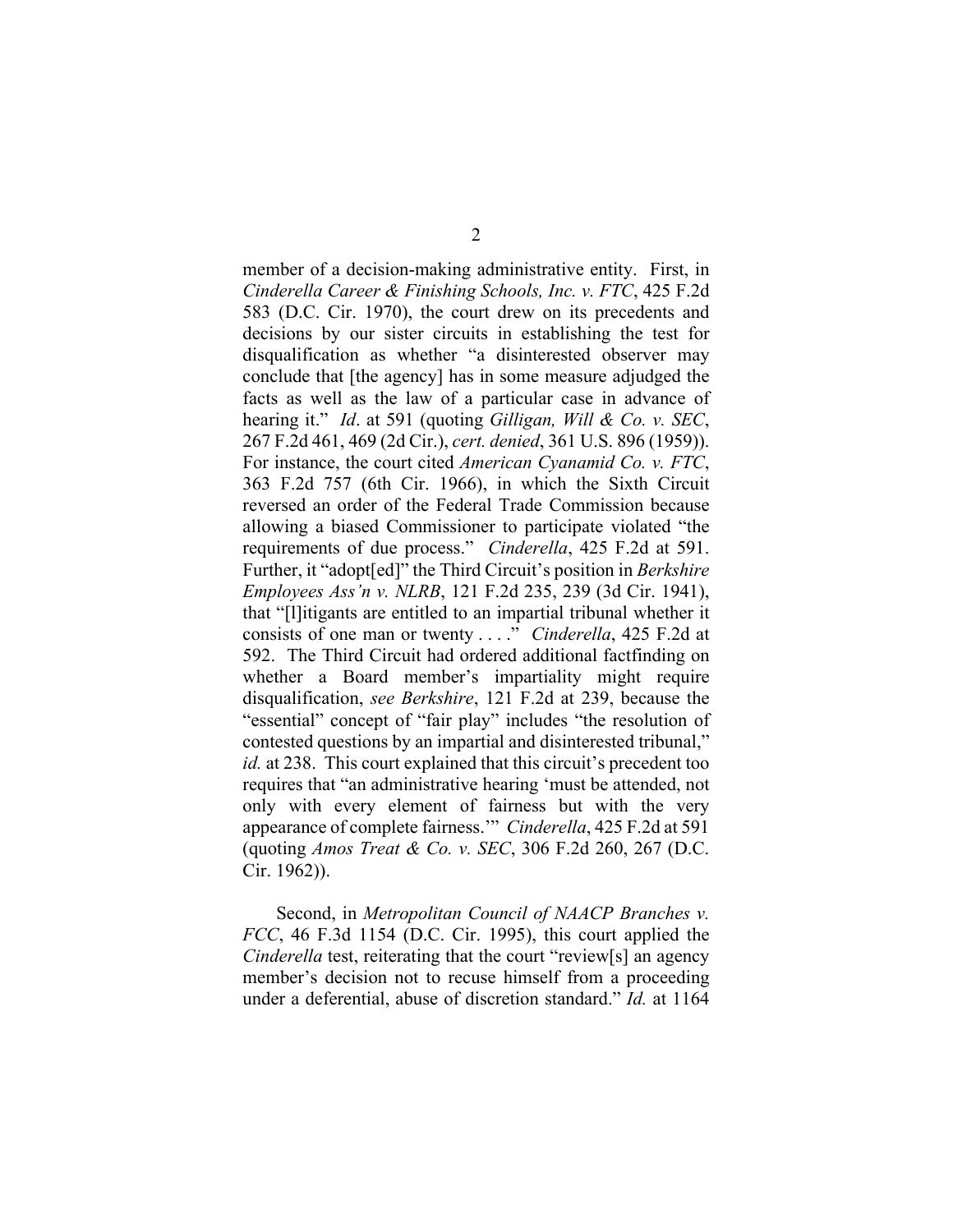member of a decision-making administrative entity. First, in *Cinderella Career & Finishing Schools, Inc. v. FTC*, 425 F.2d 583 (D.C. Cir. 1970), the court drew on its precedents and decisions by our sister circuits in establishing the test for disqualification as whether "a disinterested observer may conclude that [the agency] has in some measure adjudged the facts as well as the law of a particular case in advance of hearing it." *Id*. at 591 (quoting *Gilligan, Will & Co. v. SEC*, 267 F.2d 461, 469 (2d Cir.), *cert. denied*, 361 U.S. 896 (1959)). For instance, the court cited *American Cyanamid Co. v. FTC*, 363 F.2d 757 (6th Cir. 1966), in which the Sixth Circuit reversed an order of the Federal Trade Commission because allowing a biased Commissioner to participate violated "the requirements of due process." *Cinderella*, 425 F.2d at 591. Further, it "adopt[ed]" the Third Circuit's position in *Berkshire Employees Ass'n v. NLRB*, 121 F.2d 235, 239 (3d Cir. 1941), that "[l]itigants are entitled to an impartial tribunal whether it consists of one man or twenty . . . ." *Cinderella*, 425 F.2d at 592. The Third Circuit had ordered additional factfinding on whether a Board member's impartiality might require disqualification, *see Berkshire*, 121 F.2d at 239, because the "essential" concept of "fair play" includes "the resolution of contested questions by an impartial and disinterested tribunal," *id.* at 238. This court explained that this circuit's precedent too requires that "an administrative hearing 'must be attended, not only with every element of fairness but with the very appearance of complete fairness.'" *Cinderella*, 425 F.2d at 591 (quoting *Amos Treat & Co. v. SEC*, 306 F.2d 260, 267 (D.C. Cir. 1962)).

Second, in *Metropolitan Council of NAACP Branches v. FCC*, 46 F.3d 1154 (D.C. Cir. 1995), this court applied the *Cinderella* test, reiterating that the court "review[s] an agency member's decision not to recuse himself from a proceeding under a deferential, abuse of discretion standard." *Id.* at 1164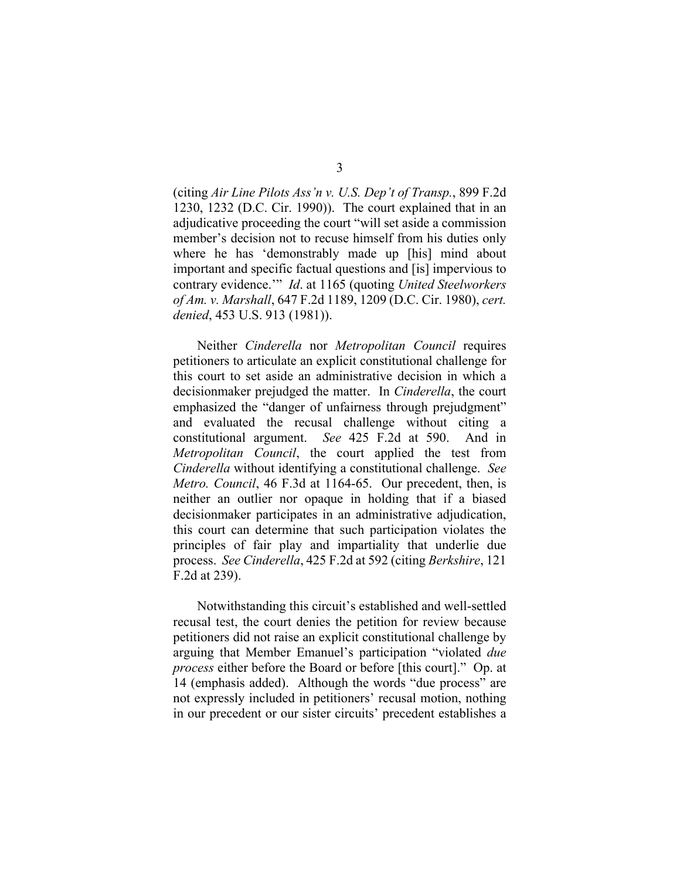(citing *Air Line Pilots Ass'n v. U.S. Dep't of Transp.*, 899 F.2d 1230, 1232 (D.C. Cir. 1990)). The court explained that in an adjudicative proceeding the court "will set aside a commission member's decision not to recuse himself from his duties only where he has 'demonstrably made up [his] mind about important and specific factual questions and [is] impervious to contrary evidence.'" *Id*. at 1165 (quoting *United Steelworkers of Am. v. Marshall*, 647 F.2d 1189, 1209 (D.C. Cir. 1980), *cert. denied*, 453 U.S. 913 (1981)).

Neither *Cinderella* nor *Metropolitan Council* requires petitioners to articulate an explicit constitutional challenge for this court to set aside an administrative decision in which a decisionmaker prejudged the matter. In *Cinderella*, the court emphasized the "danger of unfairness through prejudgment" and evaluated the recusal challenge without citing a constitutional argument. *See* 425 F.2d at 590. And in *Metropolitan Council*, the court applied the test from *Cinderella* without identifying a constitutional challenge. *See Metro. Council*, 46 F.3d at 1164-65. Our precedent, then, is neither an outlier nor opaque in holding that if a biased decisionmaker participates in an administrative adjudication, this court can determine that such participation violates the principles of fair play and impartiality that underlie due process. *See Cinderella*, 425 F.2d at 592 (citing *Berkshire*, 121 F.2d at 239).

Notwithstanding this circuit's established and well-settled recusal test, the court denies the petition for review because petitioners did not raise an explicit constitutional challenge by arguing that Member Emanuel's participation "violated *due process* either before the Board or before [this court]." Op. at 14 (emphasis added). Although the words "due process" are not expressly included in petitioners' recusal motion, nothing in our precedent or our sister circuits' precedent establishes a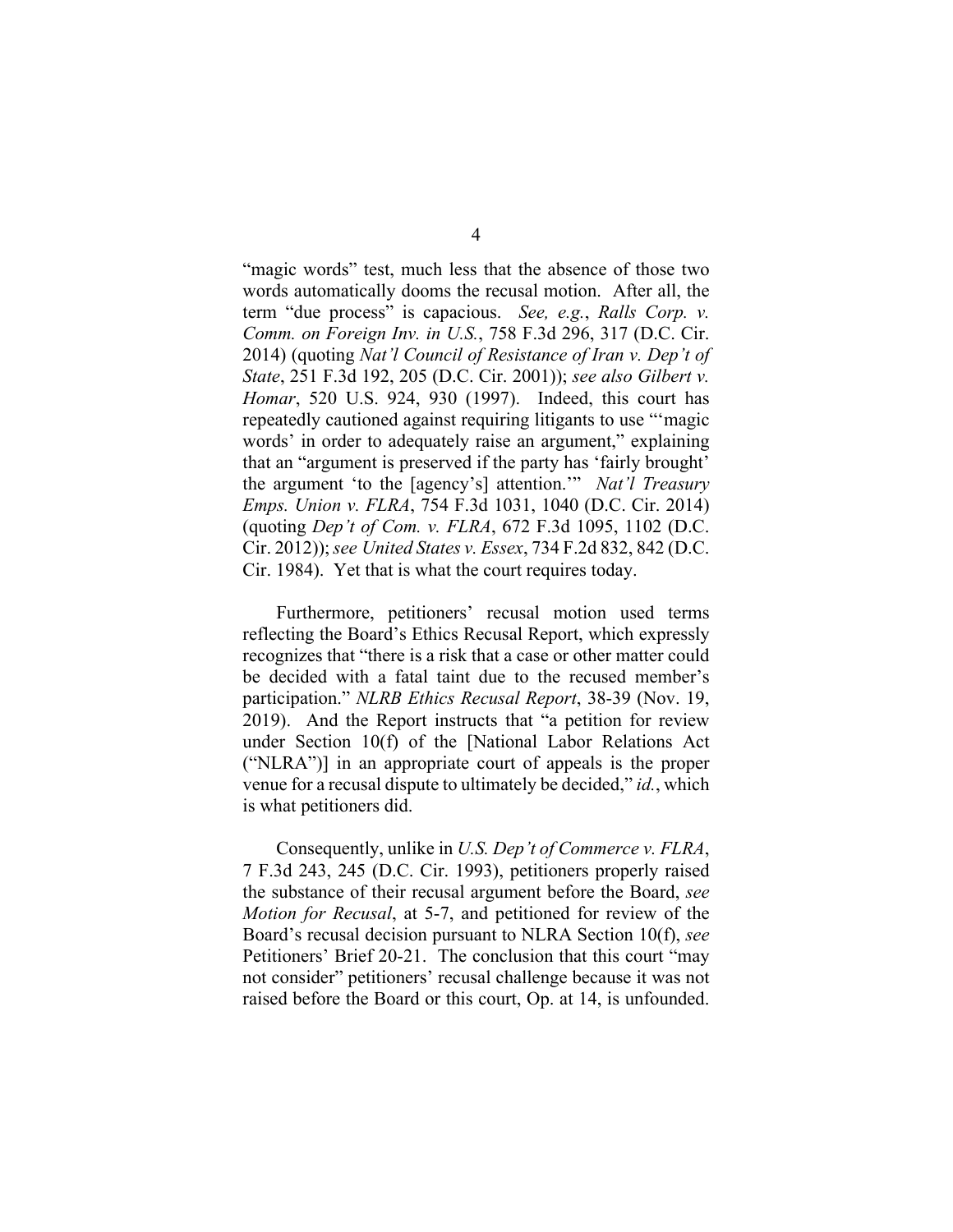"magic words" test, much less that the absence of those two words automatically dooms the recusal motion. After all, the term "due process" is capacious. *See, e.g.*, *Ralls Corp. v. Comm. on Foreign Inv. in U.S.*, 758 F.3d 296, 317 (D.C. Cir. 2014) (quoting *Nat'l Council of Resistance of Iran v. Dep't of State*, 251 F.3d 192, 205 (D.C. Cir. 2001)); *see also Gilbert v. Homar*, 520 U.S. 924, 930 (1997). Indeed, this court has repeatedly cautioned against requiring litigants to use "'magic words' in order to adequately raise an argument," explaining that an "argument is preserved if the party has 'fairly brought' the argument 'to the [agency's] attention.'" *Nat'l Treasury Emps. Union v. FLRA*, 754 F.3d 1031, 1040 (D.C. Cir. 2014) (quoting *Dep't of Com. v. FLRA*, 672 F.3d 1095, 1102 (D.C. Cir. 2012)); *see United States v. Essex*, 734 F.2d 832, 842 (D.C. Cir. 1984). Yet that is what the court requires today.

Furthermore, petitioners' recusal motion used terms reflecting the Board's Ethics Recusal Report, which expressly recognizes that "there is a risk that a case or other matter could be decided with a fatal taint due to the recused member's participation." *NLRB Ethics Recusal Report*, 38-39 (Nov. 19, 2019). And the Report instructs that "a petition for review under Section 10(f) of the [National Labor Relations Act ("NLRA")] in an appropriate court of appeals is the proper venue for a recusal dispute to ultimately be decided," *id.*, which is what petitioners did.

Consequently, unlike in *U.S. Dep't of Commerce v. FLRA*, 7 F.3d 243, 245 (D.C. Cir. 1993), petitioners properly raised the substance of their recusal argument before the Board, *see Motion for Recusal*, at 5-7, and petitioned for review of the Board's recusal decision pursuant to NLRA Section 10(f), *see* Petitioners' Brief 20-21. The conclusion that this court "may not consider" petitioners' recusal challenge because it was not raised before the Board or this court, Op. at 14, is unfounded.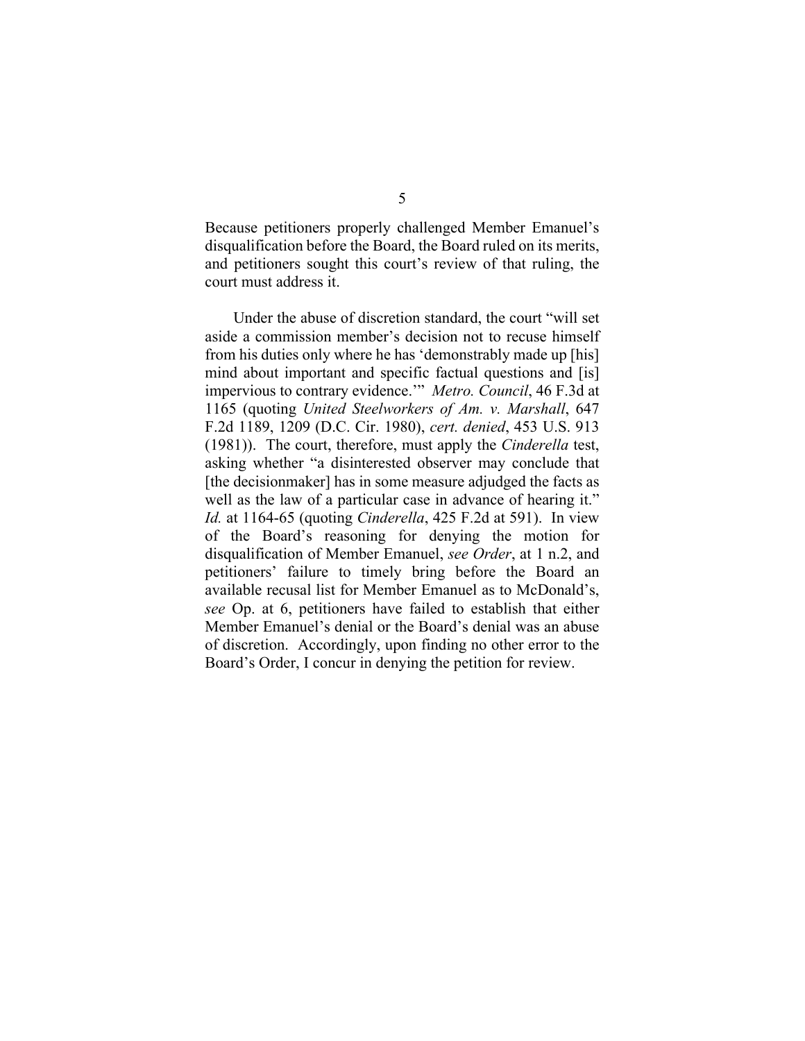Because petitioners properly challenged Member Emanuel's disqualification before the Board, the Board ruled on its merits, and petitioners sought this court's review of that ruling, the court must address it.

Under the abuse of discretion standard, the court "will set aside a commission member's decision not to recuse himself from his duties only where he has 'demonstrably made up [his] mind about important and specific factual questions and [is] impervious to contrary evidence.'" *Metro. Council*, 46 F.3d at 1165 (quoting *United Steelworkers of Am. v. Marshall*, 647 F.2d 1189, 1209 (D.C. Cir. 1980), *cert. denied*, 453 U.S. 913 (1981)). The court, therefore, must apply the *Cinderella* test, asking whether "a disinterested observer may conclude that [the decisionmaker] has in some measure adjudged the facts as well as the law of a particular case in advance of hearing it." *Id.* at 1164-65 (quoting *Cinderella*, 425 F.2d at 591). In view of the Board's reasoning for denying the motion for disqualification of Member Emanuel, *see Order*, at 1 n.2, and petitioners' failure to timely bring before the Board an available recusal list for Member Emanuel as to McDonald's, *see* Op. at 6, petitioners have failed to establish that either Member Emanuel's denial or the Board's denial was an abuse of discretion. Accordingly, upon finding no other error to the Board's Order, I concur in denying the petition for review.